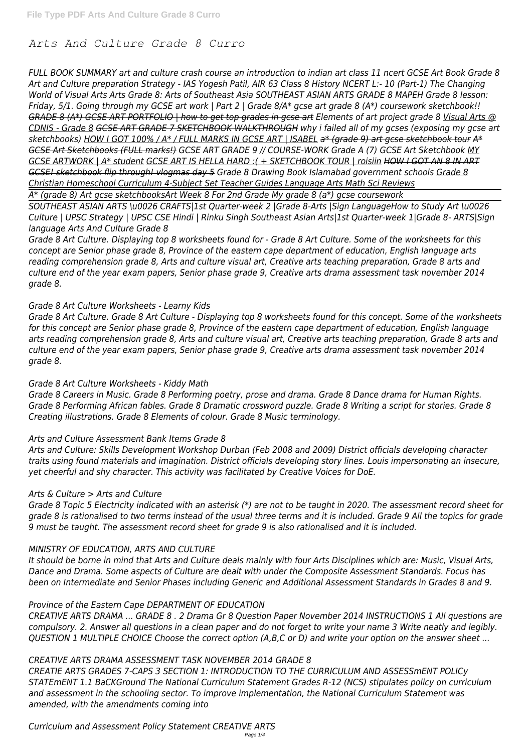# *Arts And Culture Grade 8 Curro*

*FULL BOOK SUMMARY art and culture crash course an introduction to indian art class 11 ncert GCSE Art Book Grade 8 Art and Culture preparation Strategy - IAS Yogesh Patil, AIR 63 Class 8 History NCERT L:- 10 (Part-1) The Changing World of Visual Arts Arts Grade 8: Arts of Southeast Asia SOUTHEAST ASIAN ARTS GRADE 8 MAPEH Grade 8 lesson: Friday, 5/1. Going through my GCSE art work | Part 2 | Grade 8/A* gcse art grade 8 (A*) coursework sketchbook!! ~~GRADE 8 (A*) GCSE ART PORTFOLIO | how to get top grades in gcse art~~ Elements of art project grade 8 Visual Arts @ CDNIS - Grade 8 ~~GCSE ART GRADE 7 SKETCHBOOK WALKTHROUGH~~ why i failed all of my gcses (exposing my gcse art sketchbooks) HOW I GOT 100% / A* / FULL MARKS IN GCSE ART | ISABEL ~~a* (grade 9) art gcse sketchbook tour A* GCSE Art Sketchbooks (FULL marks!)~~ GCSE ART GRADE 9 // COURSE-WORK Grade A (7) GCSE Art Sketchbook MY GCSE ARTWORK | A* student GCSE ART IS HELLA HARD :( + SKETCHBOOK TOUR | roisiin HOW I GOT AN 8 IN ART GCSE! sketchbook flip through! vlogmas day 5 Grade 8 Drawing Book Islamabad government schools Grade 8 Christian Homeschool Curriculum 4-Subject Set Teacher Guides Language Arts Math Sci Reviews*

*A* (grade 8) Art gcse sketchbooksArt Week 8 For 2nd Grade My grade 8 (a*) gcse coursework*

*SOUTHEAST ASIAN ARTS \u0026 CRAFTS|1st Quarter-week 2 |Grade 8-Arts |Sign LanguageHow to Study Art \u0026 Culture | UPSC Strategy | UPSC CSE Hindi | Rinku Singh Southeast Asian Arts|1st Quarter-week 1|Grade 8- ARTS|Sign language Arts And Culture Grade 8*

*Grade 8 Art Culture. Displaying top 8 worksheets found for - Grade 8 Art Culture. Some of the worksheets for this concept are Senior phase grade 8, Province of the eastern cape department of education, English language arts reading comprehension grade 8, Arts and culture visual art, Creative arts teaching preparation, Grade 8 arts and culture end of the year exam papers, Senior phase grade 9, Creative arts drama assessment task november 2014 grade 8.*

*Grade 8 Art Culture Worksheets - Learny Kids*

*Grade 8 Art Culture. Grade 8 Art Culture - Displaying top 8 worksheets found for this concept. Some of the worksheets for this concept are Senior phase grade 8, Province of the eastern cape department of education, English language arts reading comprehension grade 8, Arts and culture visual art, Creative arts teaching preparation, Grade 8 arts and culture end of the year exam papers, Senior phase grade 9, Creative arts drama assessment task november 2014 grade 8.*

*Grade 8 Art Culture Worksheets - Kiddy Math*

*Grade 8 Careers in Music. Grade 8 Performing poetry, prose and drama. Grade 8 Dance drama for Human Rights. Grade 8 Performing African fables. Grade 8 Dramatic crossword puzzle. Grade 8 Writing a script for stories. Grade 8 Creating illustrations. Grade 8 Elements of colour. Grade 8 Music terminology.*

*Arts and Culture Assessment Bank Items Grade 8*

*Arts and Culture: Skills Development Workshop Durban (Feb 2008 and 2009) District officials developing character traits using found materials and imagination. District officials developing story lines. Louis impersonating an insecure, yet cheerful and shy character. This activity was facilitated by Creative Voices for DoE.*

*Arts & Culture > Arts and Culture*

*Grade 8 Topic 5 Electricity indicated with an asterisk (*) are not to be taught in 2020. The assessment record sheet for grade 8 is rationalised to two terms instead of the usual three terms and it is included. Grade 9 All the topics for grade 9 must be taught. The assessment record sheet for grade 9 is also rationalised and it is included.*

*MINISTRY OF EDUCATION, ARTS AND CULTURE*

*It should be borne in mind that Arts and Culture deals mainly with four Arts Disciplines which are: Music, Visual Arts, Dance and Drama. Some aspects of Culture are dealt with under the Composite Assessment Standards. Focus has been on Intermediate and Senior Phases including Generic and Additional Assessment Standards in Grades 8 and 9.*

*Province of the Eastern Cape DEPARTMENT OF EDUCATION*

*CREATIVE ARTS DRAMA ... GRADE 8 . 2 Drama Gr 8 Question Paper November 2014 INSTRUCTIONS 1 All questions are compulsory. 2. Answer all questions in a clean paper and do not forget to write your name 3 Write neatly and legibly. QUESTION 1 MULTIPLE CHOICE Choose the correct option (A,B,C or D) and write your option on the answer sheet ...*

*CREATIVE ARTS DRAMA ASSESSMENT TASK NOVEMBER 2014 GRADE 8*

*CREATIE ARTS GRADES 7-CAPS 3 SECTION 1: INTRODUCTION TO THE CURRICULUM AND ASSESSmENT POLICy STATEmENT 1.1 BaCKGround The National Curriculum Statement Grades R-12 (NCS) stipulates policy on curriculum and assessment in the schooling sector. To improve implementation, the National Curriculum Statement was amended, with the amendments coming into*

*Curriculum and Assessment Policy Statement CREATIVE ARTS*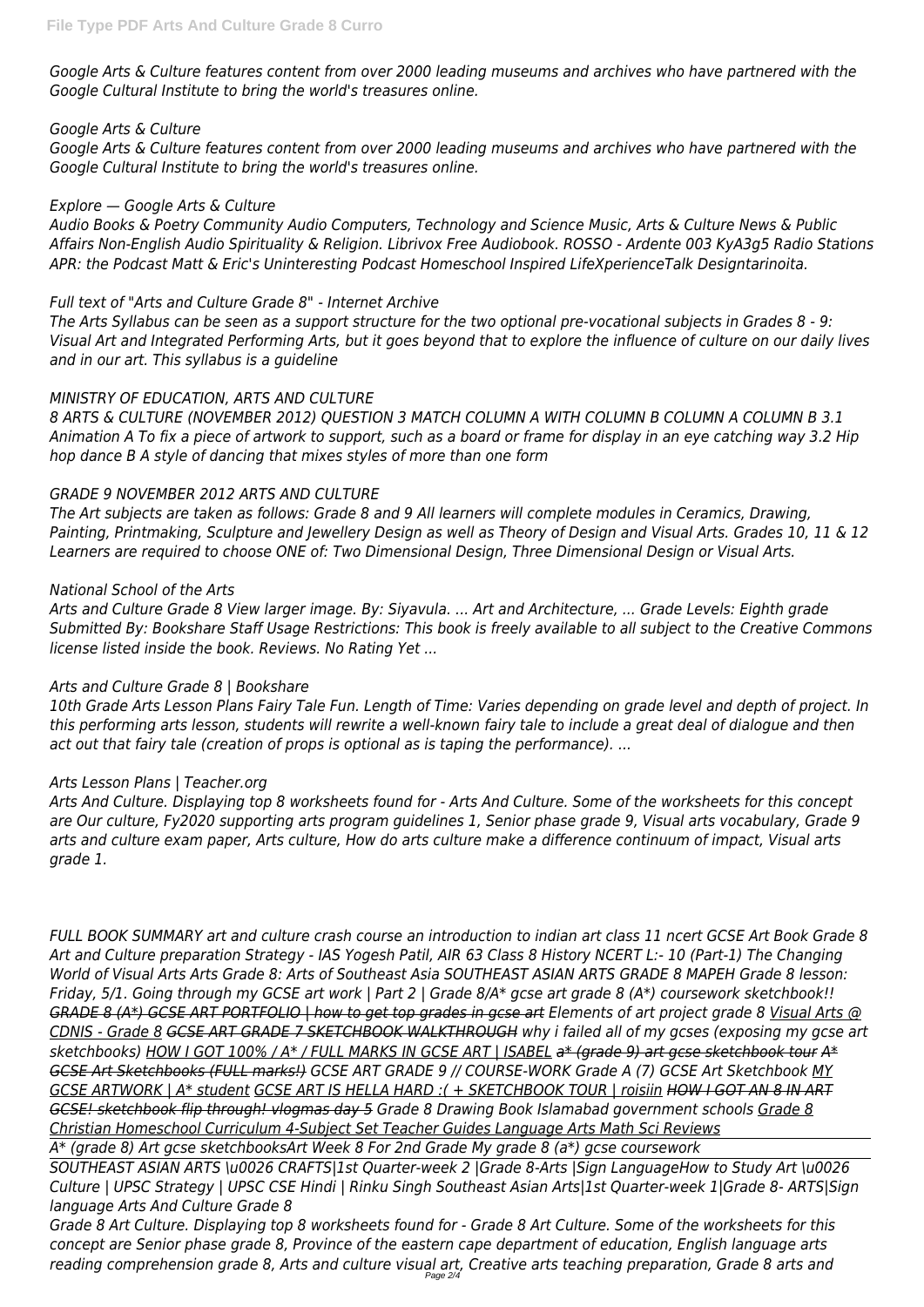*Google Arts & Culture features content from over 2000 leading museums and archives who have partnered with the Google Cultural Institute to bring the world's treasures online.*

*Google Arts & Culture*

*Google Arts & Culture features content from over 2000 leading museums and archives who have partnered with the Google Cultural Institute to bring the world's treasures online.*

*Explore — Google Arts & Culture*

*Audio Books & Poetry Community Audio Computers, Technology and Science Music, Arts & Culture News & Public Affairs Non-English Audio Spirituality & Religion. Librivox Free Audiobook. ROSSO - Ardente 003 KyA3g5 Radio Stations APR: the Podcast Matt & Eric's Uninteresting Podcast Homeschool Inspired LifeXperienceTalk Designtarinoita.*

*Full text of "Arts and Culture Grade 8" - Internet Archive*

*The Arts Syllabus can be seen as a support structure for the two optional pre-vocational subjects in Grades 8 - 9: Visual Art and Integrated Performing Arts, but it goes beyond that to explore the influence of culture on our daily lives and in our art. This syllabus is a guideline*

*MINISTRY OF EDUCATION, ARTS AND CULTURE*

*8 ARTS & CULTURE (NOVEMBER 2012) QUESTION 3 MATCH COLUMN A WITH COLUMN B COLUMN A COLUMN B 3.1 Animation A To fix a piece of artwork to support, such as a board or frame for display in an eye catching way 3.2 Hip hop dance B A style of dancing that mixes styles of more than one form*

*GRADE 9 NOVEMBER 2012 ARTS AND CULTURE*

*The Art subjects are taken as follows: Grade 8 and 9 All learners will complete modules in Ceramics, Drawing, Painting, Printmaking, Sculpture and Jewellery Design as well as Theory of Design and Visual Arts. Grades 10, 11 & 12 Learners are required to choose ONE of: Two Dimensional Design, Three Dimensional Design or Visual Arts.*

*National School of the Arts*

*Arts and Culture Grade 8 View larger image. By: Siyavula. ... Art and Architecture, ... Grade Levels: Eighth grade Submitted By: Bookshare Staff Usage Restrictions: This book is freely available to all subject to the Creative Commons license listed inside the book. Reviews. No Rating Yet ...*

*Arts and Culture Grade 8 | Bookshare*

*10th Grade Arts Lesson Plans Fairy Tale Fun. Length of Time: Varies depending on grade level and depth of project. In this performing arts lesson, students will rewrite a well-known fairy tale to include a great deal of dialogue and then act out that fairy tale (creation of props is optional as is taping the performance). ...*

*Arts Lesson Plans | Teacher.org*

*Arts And Culture. Displaying top 8 worksheets found for - Arts And Culture. Some of the worksheets for this concept are Our culture, Fy2020 supporting arts program guidelines 1, Senior phase grade 9, Visual arts vocabulary, Grade 9 arts and culture exam paper, Arts culture, How do arts culture make a difference continuum of impact, Visual arts grade 1.*

*FULL BOOK SUMMARY art and culture crash course an introduction to indian art class 11 ncert GCSE Art Book Grade 8 Art and Culture preparation Strategy - IAS Yogesh Patil, AIR 63 Class 8 History NCERT L:- 10 (Part-1) The Changing World of Visual Arts Arts Grade 8: Arts of Southeast Asia SOUTHEAST ASIAN ARTS GRADE 8 MAPEH Grade 8 lesson: Friday, 5/1. Going through my GCSE art work | Part 2 | Grade 8/A\* gcse art grade 8 (A\*) coursework sketchbook!! ~~GRADE 8 (A\*) GCSE ART PORTFOLIO | how to get top grades in gcse art~~ Elements of art project grade 8 Visual Arts @ CDNIS - Grade 8 ~~GCSE ART GRADE 7 SKETCHBOOK WALKTHROUGH~~ why i failed all of my gcses (exposing my gcse art sketchbooks) HOW I GOT 100% / A\* / FULL MARKS IN GCSE ART | ISABEL ~~a\* (grade 9) art gcse sketchbook tour~~ ~~A\* GCSE Art Sketchbooks (FULL marks!)~~ GCSE ART GRADE 9 // COURSE-WORK Grade A (7) GCSE Art Sketchbook MY GCSE ARTWORK | A\* student GCSE ART IS HELLA HARD :( + SKETCHBOOK TOUR | roisiin ~~HOW I GOT AN 8 IN ART GCSE! sketchbook flip through! vlogmas day 5~~ Grade 8 Drawing Book Islamabad government schools Grade 8 Christian Homeschool Curriculum 4-Subject Set Teacher Guides Language Arts Math Sci Reviews*

*A\* (grade 8) Art gcse sketchbooksArt Week 8 For 2nd Grade My grade 8 (a\*) gcse coursework*

*SOUTHEAST ASIAN ARTS \u0026 CRAFTS|1st Quarter-week 2 |Grade 8-Arts |Sign LanguageHow to Study Art \u0026 Culture | UPSC Strategy | UPSC CSE Hindi | Rinku Singh Southeast Asian Arts|1st Quarter-week 1|Grade 8- ARTS|Sign language Arts And Culture Grade 8*

*Grade 8 Art Culture. Displaying top 8 worksheets found for - Grade 8 Art Culture. Some of the worksheets for this concept are Senior phase grade 8, Province of the eastern cape department of education, English language arts reading comprehension grade 8, Arts and culture visual art, Creative arts teaching preparation, Grade 8 arts and*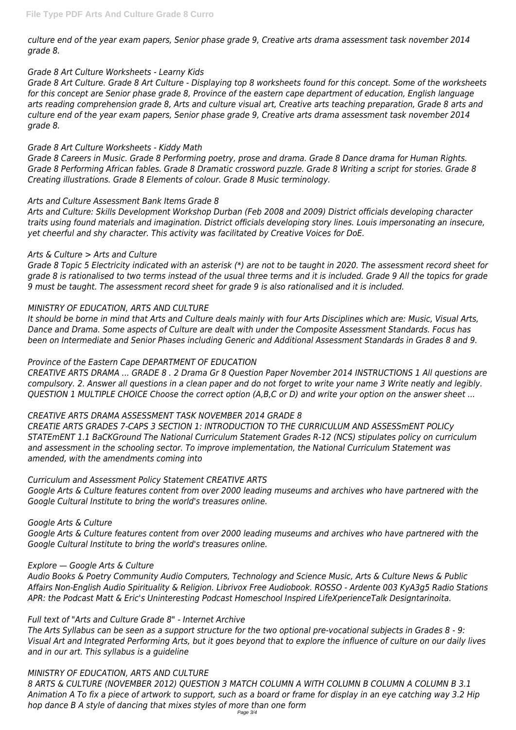*culture end of the year exam papers, Senior phase grade 9, Creative arts drama assessment task november 2014 grade 8.*

*Grade 8 Art Culture Worksheets - Learny Kids*

*Grade 8 Art Culture. Grade 8 Art Culture - Displaying top 8 worksheets found for this concept. Some of the worksheets for this concept are Senior phase grade 8, Province of the eastern cape department of education, English language arts reading comprehension grade 8, Arts and culture visual art, Creative arts teaching preparation, Grade 8 arts and culture end of the year exam papers, Senior phase grade 9, Creative arts drama assessment task november 2014 grade 8.*

*Grade 8 Art Culture Worksheets - Kiddy Math*

*Grade 8 Careers in Music. Grade 8 Performing poetry, prose and drama. Grade 8 Dance drama for Human Rights. Grade 8 Performing African fables. Grade 8 Dramatic crossword puzzle. Grade 8 Writing a script for stories. Grade 8 Creating illustrations. Grade 8 Elements of colour. Grade 8 Music terminology.*

*Arts and Culture Assessment Bank Items Grade 8*

*Arts and Culture: Skills Development Workshop Durban (Feb 2008 and 2009) District officials developing character traits using found materials and imagination. District officials developing story lines. Louis impersonating an insecure, yet cheerful and shy character. This activity was facilitated by Creative Voices for DoE.*

*Arts & Culture > Arts and Culture*

*Grade 8 Topic 5 Electricity indicated with an asterisk (*) are not to be taught in 2020. The assessment record sheet for grade 8 is rationalised to two terms instead of the usual three terms and it is included. Grade 9 All the topics for grade 9 must be taught. The assessment record sheet for grade 9 is also rationalised and it is included.*

*MINISTRY OF EDUCATION, ARTS AND CULTURE*

*It should be borne in mind that Arts and Culture deals mainly with four Arts Disciplines which are: Music, Visual Arts, Dance and Drama. Some aspects of Culture are dealt with under the Composite Assessment Standards. Focus has been on Intermediate and Senior Phases including Generic and Additional Assessment Standards in Grades 8 and 9.*

*Province of the Eastern Cape DEPARTMENT OF EDUCATION*

*CREATIVE ARTS DRAMA ... GRADE 8 . 2 Drama Gr 8 Question Paper November 2014 INSTRUCTIONS 1 All questions are compulsory. 2. Answer all questions in a clean paper and do not forget to write your name 3 Write neatly and legibly. QUESTION 1 MULTIPLE CHOICE Choose the correct option (A,B,C or D) and write your option on the answer sheet ...*

*CREATIVE ARTS DRAMA ASSESSMENT TASK NOVEMBER 2014 GRADE 8*

*CREATIE ARTS GRADES 7-CAPS 3 SECTION 1: INTRODUCTION TO THE CURRICULUM AND ASSESSmENT POLICy STATEmENT 1.1 BaCKGround The National Curriculum Statement Grades R-12 (NCS) stipulates policy on curriculum and assessment in the schooling sector. To improve implementation, the National Curriculum Statement was amended, with the amendments coming into*

*Curriculum and Assessment Policy Statement CREATIVE ARTS*

*Google Arts & Culture features content from over 2000 leading museums and archives who have partnered with the Google Cultural Institute to bring the world's treasures online.*

*Google Arts & Culture*

*Google Arts & Culture features content from over 2000 leading museums and archives who have partnered with the Google Cultural Institute to bring the world's treasures online.*

*Explore — Google Arts & Culture*

*Audio Books & Poetry Community Audio Computers, Technology and Science Music, Arts & Culture News & Public Affairs Non-English Audio Spirituality & Religion. Librivox Free Audiobook. ROSSO - Ardente 003 KyA3g5 Radio Stations APR: the Podcast Matt & Eric's Uninteresting Podcast Homeschool Inspired LifeXperienceTalk Designtarinoita.*

*Full text of "Arts and Culture Grade 8" - Internet Archive*

*The Arts Syllabus can be seen as a support structure for the two optional pre-vocational subjects in Grades 8 - 9: Visual Art and Integrated Performing Arts, but it goes beyond that to explore the influence of culture on our daily lives and in our art. This syllabus is a guideline*

*MINISTRY OF EDUCATION, ARTS AND CULTURE*

*8 ARTS & CULTURE (NOVEMBER 2012) QUESTION 3 MATCH COLUMN A WITH COLUMN B COLUMN A COLUMN B 3.1 Animation A To fix a piece of artwork to support, such as a board or frame for display in an eye catching way 3.2 Hip hop dance B A style of dancing that mixes styles of more than one form*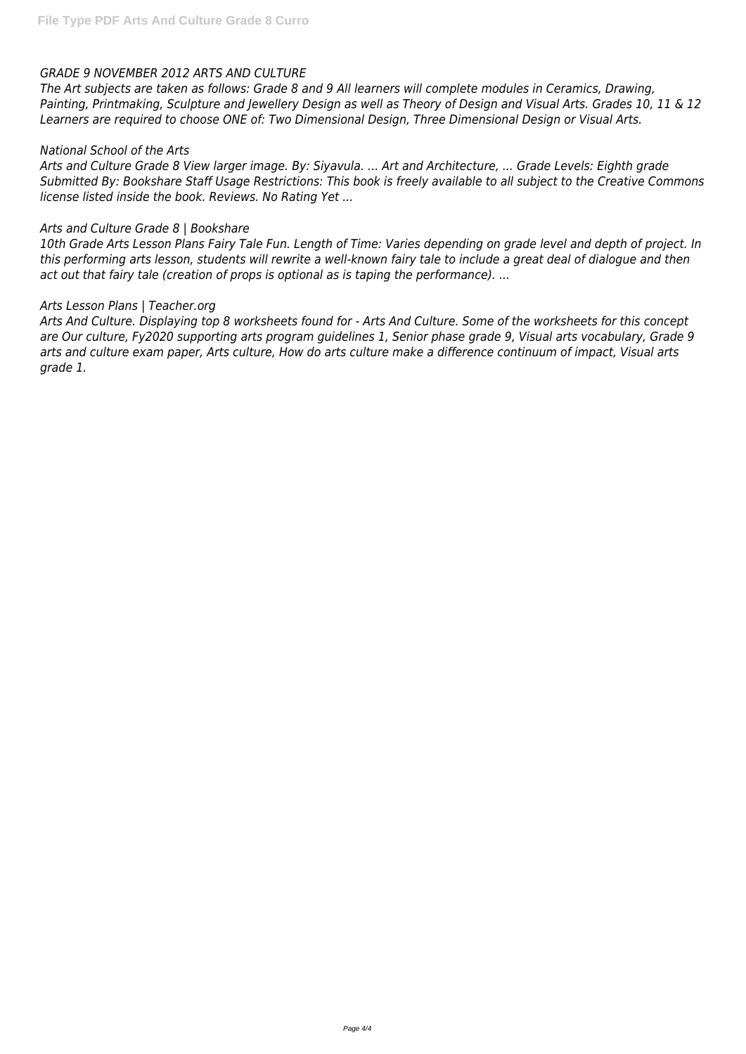*GRADE 9 NOVEMBER 2012 ARTS AND CULTURE*

*The Art subjects are taken as follows: Grade 8 and 9 All learners will complete modules in Ceramics, Drawing, Painting, Printmaking, Sculpture and Jewellery Design as well as Theory of Design and Visual Arts. Grades 10, 11 & 12 Learners are required to choose ONE of: Two Dimensional Design, Three Dimensional Design or Visual Arts.*

*National School of the Arts*

*Arts and Culture Grade 8 View larger image. By: Siyavula. ... Art and Architecture, ... Grade Levels: Eighth grade Submitted By: Bookshare Staff Usage Restrictions: This book is freely available to all subject to the Creative Commons license listed inside the book. Reviews. No Rating Yet ...*

*Arts and Culture Grade 8 | Bookshare*

*10th Grade Arts Lesson Plans Fairy Tale Fun. Length of Time: Varies depending on grade level and depth of project. In this performing arts lesson, students will rewrite a well-known fairy tale to include a great deal of dialogue and then act out that fairy tale (creation of props is optional as is taping the performance). ...*

*Arts Lesson Plans | Teacher.org*

*Arts And Culture. Displaying top 8 worksheets found for - Arts And Culture. Some of the worksheets for this concept are Our culture, Fy2020 supporting arts program guidelines 1, Senior phase grade 9, Visual arts vocabulary, Grade 9 arts and culture exam paper, Arts culture, How do arts culture make a difference continuum of impact, Visual arts grade 1.*